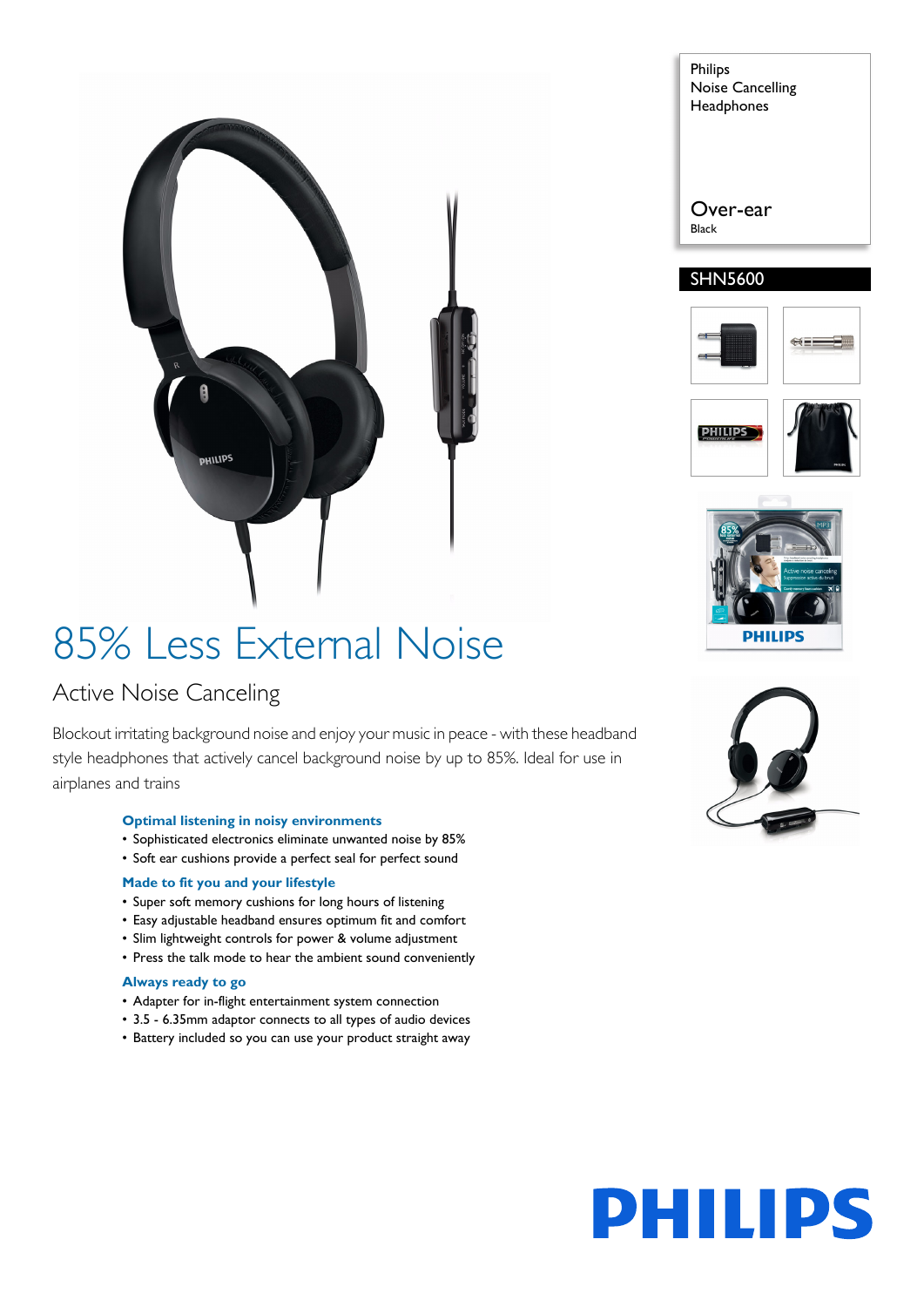Philips
Noise Cancelling
Headphones

Over-ear
Black

SHN5600

# 85% Less External Noise

## Active Noise Canceling

Blockout irritating background noise and enjoy your music in peace - with these headband style headphones that actively cancel background noise by up to 85%. Ideal for use in airplanes and trains

### Optimal listening in noisy environments

- Sophisticated electronics eliminate unwanted noise by 85%
- Soft ear cushions provide a perfect seal for perfect sound

### Made to fit you and your lifestyle

- Super soft memory cushions for long hours of listening
- Easy adjustable headband ensures optimum fit and comfort
- Slim lightweight controls for power & volume adjustment
- Press the talk mode to hear the ambient sound conveniently

### Always ready to go

- Adapter for in-flight entertainment system connection
- 3.5 - 6.35mm adaptor connects to all types of audio devices
- Battery included so you can use your product straight away

PHILIPS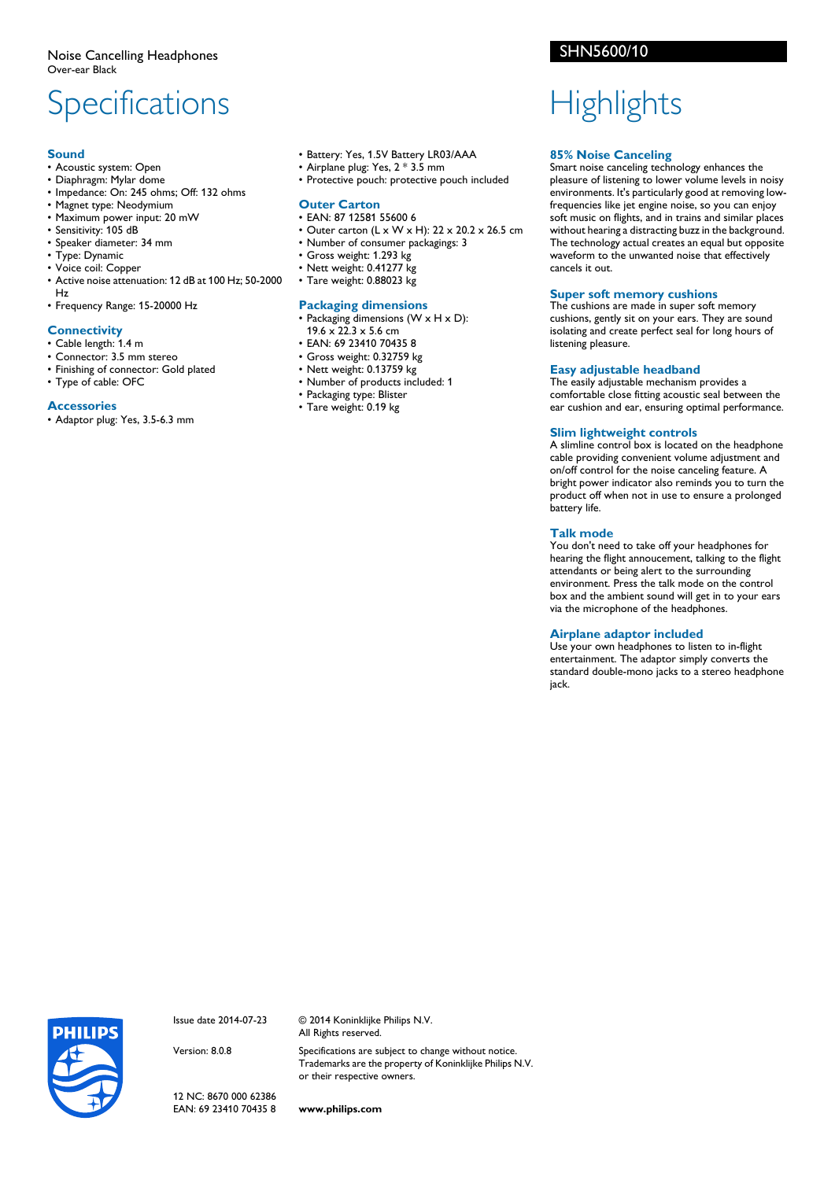Noise Cancelling Headphones
Over-ear Black

SHN5600/10

# Specifications

### Sound
- Acoustic system: Open
- Diaphragm: Mylar dome
- Impedance: On: 245 ohms; Off: 132 ohms
- Magnet type: Neodymium
- Maximum power input: 20 mW
- Sensitivity: 105 dB
- Speaker diameter: 34 mm
- Type: Dynamic
- Voice coil: Copper
- Active noise attenuation: 12 dB at 100 Hz; 50-2000 Hz
- Frequency Range: 15-20000 Hz

### Connectivity
- Cable length: 1.4 m
- Connector: 3.5 mm stereo
- Finishing of connector: Gold plated
- Type of cable: OFC

### Accessories
- Adaptor plug: Yes, 3.5-6.3 mm
- Battery: Yes, 1.5V Battery LR03/AAA
- Airplane plug: Yes, 2 * 3.5 mm
- Protective pouch: protective pouch included

### Outer Carton
- EAN: 87 12581 55600 6
- Outer carton (L x W x H): 22 x 20.2 x 26.5 cm
- Number of consumer packagings: 3
- Gross weight: 1.293 kg
- Nett weight: 0.41277 kg
- Tare weight: 0.88023 kg

### Packaging dimensions
- Packaging dimensions (W x H x D): 19.6 x 22.3 x 5.6 cm
- EAN: 69 23410 70435 8
- Gross weight: 0.32759 kg
- Nett weight: 0.13759 kg
- Number of products included: 1
- Packaging type: Blister
- Tare weight: 0.19 kg

# Highlights

### 85% Noise Canceling
Smart noise canceling technology enhances the pleasure of listening to lower volume levels in noisy environments. It's particularly good at removing low-frequencies like jet engine noise, so you can enjoy soft music on flights, and in trains and similar places without hearing a distracting buzz in the background. The technology actual creates an equal but opposite waveform to the unwanted noise that effectively cancels it out.

### Super soft memory cushions
The cushions are made in super soft memory cushions, gently sit on your ears. They are sound isolating and create perfect seal for long hours of listening pleasure.

### Easy adjustable headband
The easily adjustable mechanism provides a comfortable close fitting acoustic seal between the ear cushion and ear, ensuring optimal performance.

### Slim lightweight controls
A slimline control box is located on the headphone cable providing convenient volume adjustment and on/off control for the noise canceling feature. A bright power indicator also reminds you to turn the product off when not in use to ensure a prolonged battery life.

### Talk mode
You don't need to take off your headphones for hearing the flight annoucement, talking to the flight attendants or being alert to the surrounding environment. Press the talk mode on the control box and the ambient sound will get in to your ears via the microphone of the headphones.

### Airplane adaptor included
Use your own headphones to listen to in-flight entertainment. The adaptor simply converts the standard double-mono jacks to a stereo headphone jack.

Issue date 2014-07-23

Version: 8.0.8

12 NC: 8670 000 62386
EAN: 69 23410 70435 8

© 2014 Koninklijke Philips N.V.
All Rights reserved.

Specifications are subject to change without notice. Trademarks are the property of Koninklijke Philips N.V. or their respective owners.

**www.philips.com**